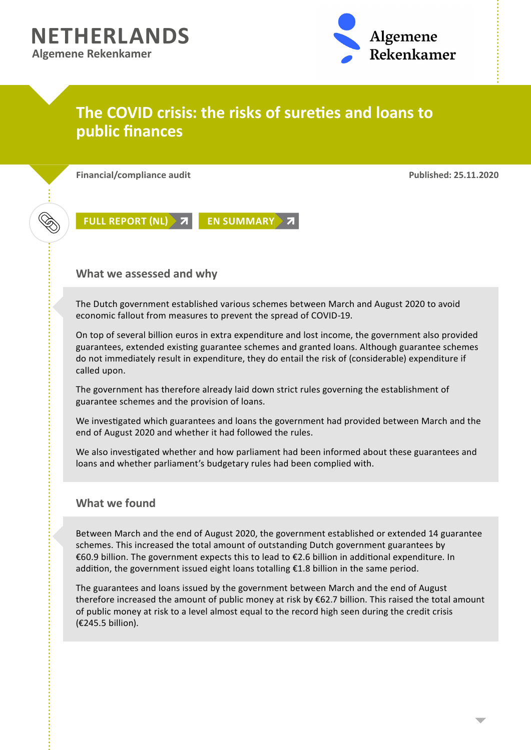**NETHERLANDS**
Algemene Rekenkamer

# The COVID crisis: the risks of sureties and loans to public finances

Financial/compliance audit

Published: 25.11.2020

FULL REPORT (NL) EN SUMMARY

## What we assessed and why

The Dutch government established various schemes between March and August 2020 to avoid economic fallout from measures to prevent the spread of COVID-19.

On top of several billion euros in extra expenditure and lost income, the government also provided guarantees, extended existing guarantee schemes and granted loans. Although guarantee schemes do not immediately result in expenditure, they do entail the risk of (considerable) expenditure if called upon.

The government has therefore already laid down strict rules governing the establishment of guarantee schemes and the provision of loans.

We investigated which guarantees and loans the government had provided between March and the end of August 2020 and whether it had followed the rules.

We also investigated whether and how parliament had been informed about these guarantees and loans and whether parliament's budgetary rules had been complied with.

## What we found

Between March and the end of August 2020, the government established or extended 14 guarantee schemes. This increased the total amount of outstanding Dutch government guarantees by €60.9 billion. The government expects this to lead to €2.6 billion in additional expenditure. In addition, the government issued eight loans totalling €1.8 billion in the same period.

The guarantees and loans issued by the government between March and the end of August therefore increased the amount of public money at risk by €62.7 billion. This raised the total amount of public money at risk to a level almost equal to the record high seen during the credit crisis (€245.5 billion).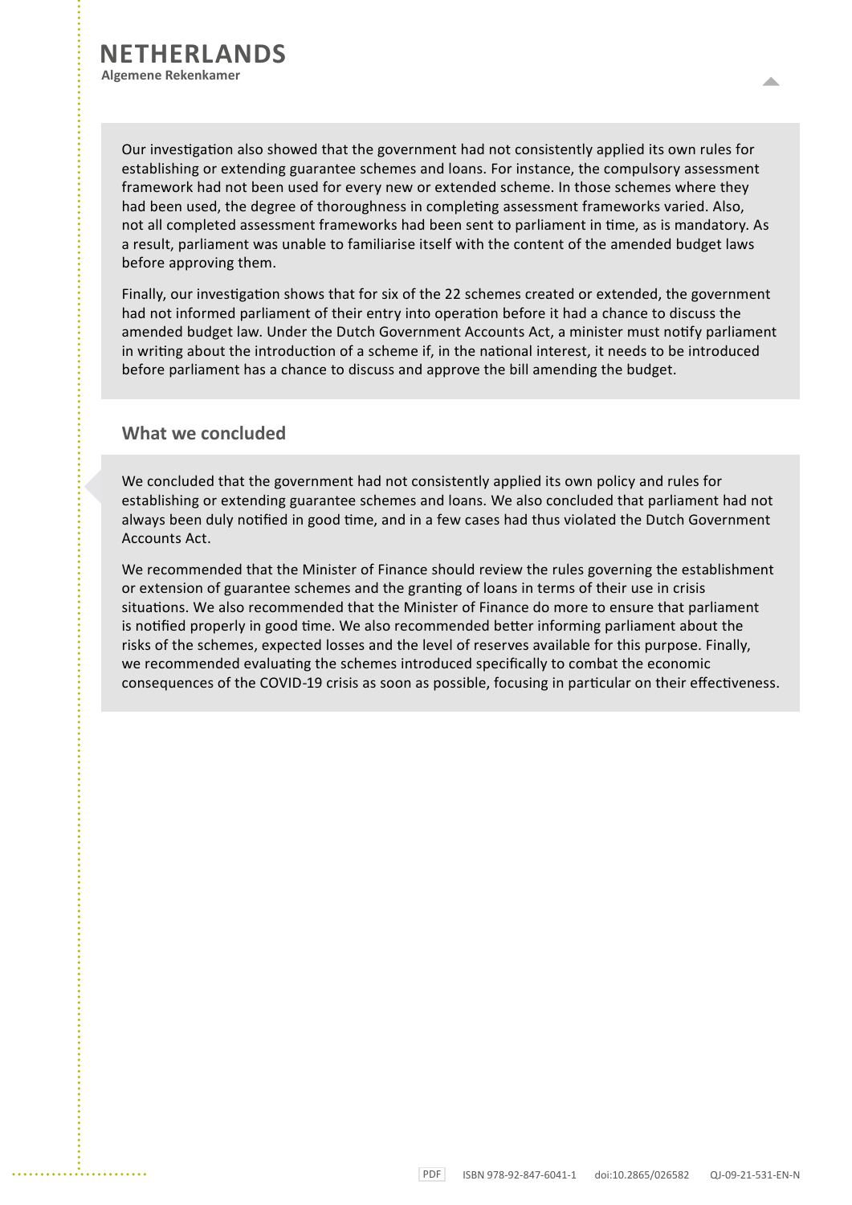# NETHERLANDS

**Algemene Rekenkamer**

Our investigation also showed that the government had not consistently applied its own rules for establishing or extending guarantee schemes and loans. For instance, the compulsory assessment framework had not been used for every new or extended scheme. In those schemes where they had been used, the degree of thoroughness in completing assessment frameworks varied. Also, not all completed assessment frameworks had been sent to parliament in time, as is mandatory. As a result, parliament was unable to familiarise itself with the content of the amended budget laws before approving them.

Finally, our investigation shows that for six of the 22 schemes created or extended, the government had not informed parliament of their entry into operation before it had a chance to discuss the amended budget law. Under the Dutch Government Accounts Act, a minister must notify parliament in writing about the introduction of a scheme if, in the national interest, it needs to be introduced before parliament has a chance to discuss and approve the bill amending the budget.

## What we concluded

We concluded that the government had not consistently applied its own policy and rules for establishing or extending guarantee schemes and loans. We also concluded that parliament had not always been duly notified in good time, and in a few cases had thus violated the Dutch Government Accounts Act.

We recommended that the Minister of Finance should review the rules governing the establishment or extension of guarantee schemes and the granting of loans in terms of their use in crisis situations. We also recommended that the Minister of Finance do more to ensure that parliament is notified properly in good time. We also recommended better informing parliament about the risks of the schemes, expected losses and the level of reserves available for this purpose. Finally, we recommended evaluating the schemes introduced specifically to combat the economic consequences of the COVID-19 crisis as soon as possible, focusing in particular on their effectiveness.

PDF ISBN 978-92-847-6041-1 doi:10.2865/026582 QJ-09-21-531-EN-N